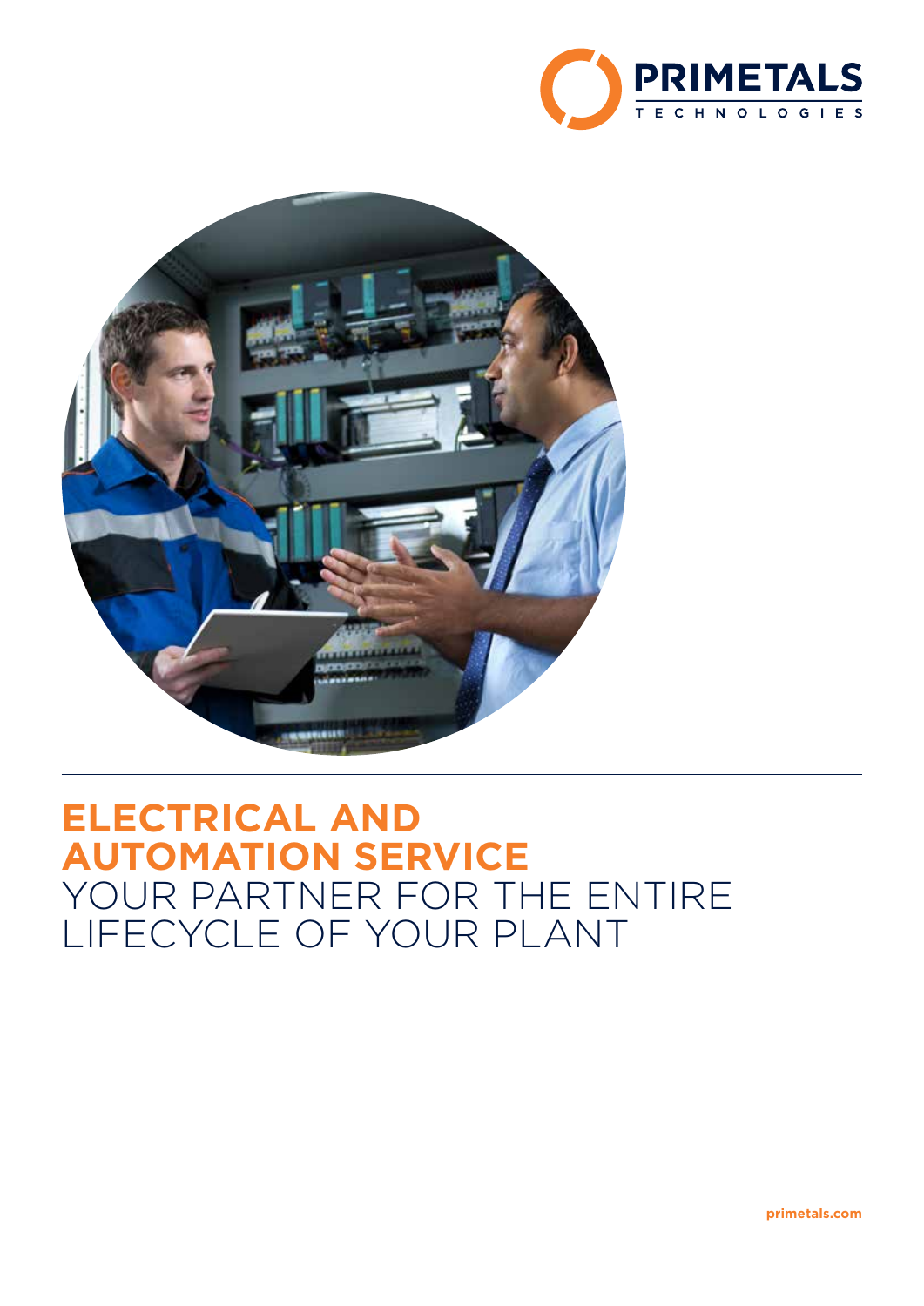PRIMETALS TECHNOLOGIES

# ELECTRICAL AND AUTOMATION SERVICE

YOUR PARTNER FOR THE ENTIRE LIFECYCLE OF YOUR PLANT

primetals.com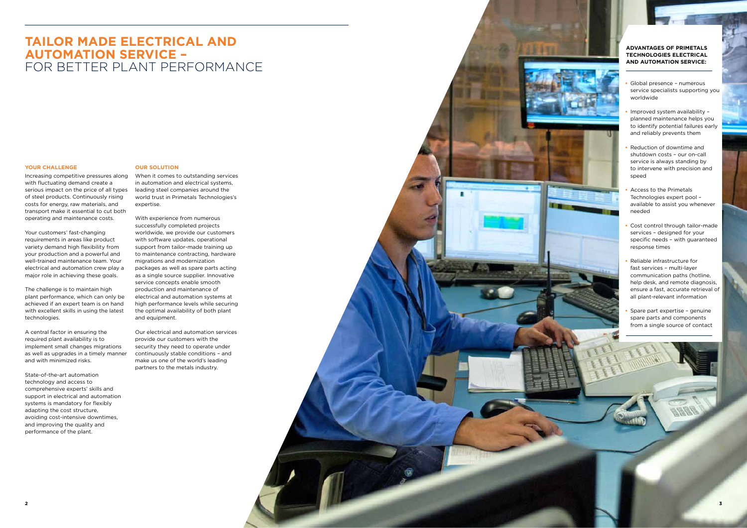# TAILOR MADE ELECTRICAL AND AUTOMATION SERVICE – FOR BETTER PLANT PERFORMANCE

### YOUR CHALLENGE

Increasing competitive pressures along with fluctuating demand create a serious impact on the price of all types of steel products. Continuously rising costs for energy, raw materials, and transport make it essential to cut both operating and maintenance costs.

Your customers' fast-changing requirements in areas like product variety demand high flexibility from your production and a powerful and well-trained maintenance team. Your electrical and automation crew play a major role in achieving these goals.

The challenge is to maintain high plant performance, which can only be achieved if an expert team is on hand with excellent skills in using the latest technologies.

A central factor in ensuring the required plant availability is to implement small changes migrations as well as upgrades in a timely manner and with minimized risks.

State-of-the-art automation technology and access to comprehensive experts' skills and support in electrical and automation systems is mandatory for flexibly adapting the cost structure, avoiding cost-intensive downtimes, and improving the quality and performance of the plant.

### OUR SOLUTION

When it comes to outstanding services in automation and electrical systems, leading steel companies around the world trust in Primetals Technologies's expertise.

With experience from numerous successfully completed projects worldwide, we provide our customers with software updates, operational support from tailor-made training up to maintenance contracting, hardware migrations and modernization packages as well as spare parts acting as a single source supplier. Innovative service concepts enable smooth production and maintenance of electrical and automation systems at high performance levels while securing the optimal availability of both plant and equipment.

Our electrical and automation services provide our customers with the security they need to operate under continuously stable conditions – and make us one of the world's leading partners to the metals industry.

### ADVANTAGES OF PRIMETALS TECHNOLOGIES ELECTRICAL AND AUTOMATION SERVICE:

- Global presence – numerous service specialists supporting you worldwide
- Improved system availability – planned maintenance helps you to identify potential failures early and reliably prevents them
- Reduction of downtime and shutdown costs – our on-call service is always standing by to intervene with precision and speed
- Access to the Primetals Technologies expert pool – available to assist you whenever needed
- Cost control through tailor-made services – designed for your specific needs – with guaranteed response times
- Reliable infrastructure for fast services – multi-layer communication paths (hotline, help desk, and remote diagnosis, ensure a fast, accurate retrieval of all plant-relevant information
- Spare part expertise – genuine spare parts and components from a single source of contact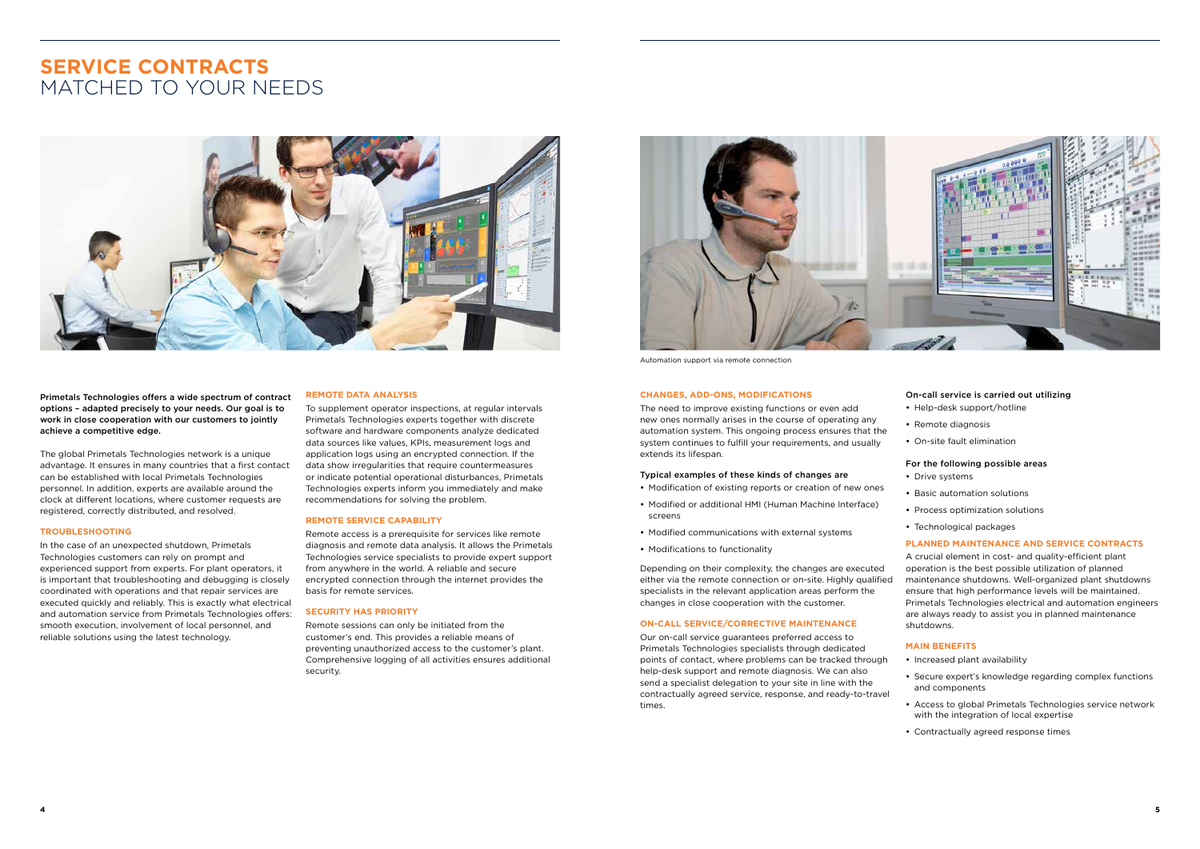# SERVICE CONTRACTS MATCHED TO YOUR NEEDS

**Primetals Technologies offers a wide spectrum of contract options – adapted precisely to your needs. Our goal is to work in close cooperation with our customers to jointly achieve a competitive edge.**

The global Primetals Technologies network is a unique advantage. It ensures in many countries that a first contact can be established with local Primetals Technologies personnel. In addition, experts are available around the clock at different locations, where customer requests are registered, correctly distributed, and resolved.

### TROUBLESHOOTING

In the case of an unexpected shutdown, Primetals Technologies customers can rely on prompt and experienced support from experts. For plant operators, it is important that troubleshooting and debugging is closely coordinated with operations and that repair services are executed quickly and reliably. This is exactly what electrical and automation service from Primetals Technologies offers: smooth execution, involvement of local personnel, and reliable solutions using the latest technology.

### REMOTE DATA ANALYSIS

To supplement operator inspections, at regular intervals Primetals Technologies experts together with discrete software and hardware components analyze dedicated data sources like values, KPIs, measurement logs and application logs using an encrypted connection. If the data show irregularities that require countermeasures or indicate potential operational disturbances, Primetals Technologies experts inform you immediately and make recommendations for solving the problem.

### REMOTE SERVICE CAPABILITY

Remote access is a prerequisite for services like remote diagnosis and remote data analysis. It allows the Primetals Technologies service specialists to provide expert support from anywhere in the world. A reliable and secure encrypted connection through the internet provides the basis for remote services.

### SECURITY HAS PRIORITY

Remote sessions can only be initiated from the customer's end. This provides a reliable means of preventing unauthorized access to the customer's plant. Comprehensive logging of all activities ensures additional security.

Automation support via remote connection

### CHANGES, ADD-ONS, MODIFICATIONS

The need to improve existing functions or even add new ones normally arises in the course of operating any automation system. This ongoing process ensures that the system continues to fulfill your requirements, and usually extends its lifespan.

Typical examples of these kinds of changes are

- Modification of existing reports or creation of new ones
- Modified or additional HMI (Human Machine Interface) screens
- Modified communications with external systems
- Modifications to functionality

Depending on their complexity, the changes are executed either via the remote connection or on-site. Highly qualified specialists in the relevant application areas perform the changes in close cooperation with the customer.

### ON-CALL SERVICE/CORRECTIVE MAINTENANCE

Our on-call service guarantees preferred access to Primetals Technologies specialists through dedicated points of contact, where problems can be tracked through help-desk support and remote diagnosis. We can also send a specialist delegation to your site in line with the contractually agreed service, response, and ready-to-travel times.

On-call service is carried out utilizing

- Help-desk support/hotline
- Remote diagnosis
- On-site fault elimination

For the following possible areas

- Drive systems
- Basic automation solutions
- Process optimization solutions
- Technological packages

### PLANNED MAINTENANCE AND SERVICE CONTRACTS

A crucial element in cost- and quality-efficient plant operation is the best possible utilization of planned maintenance shutdowns. Well-organized plant shutdowns ensure that high performance levels will be maintained. Primetals Technologies electrical and automation engineers are always ready to assist you in planned maintenance shutdowns.

### MAIN BENEFITS

- Increased plant availability
- Secure expert's knowledge regarding complex functions and components
- Access to global Primetals Technologies service network with the integration of local expertise
- Contractually agreed response times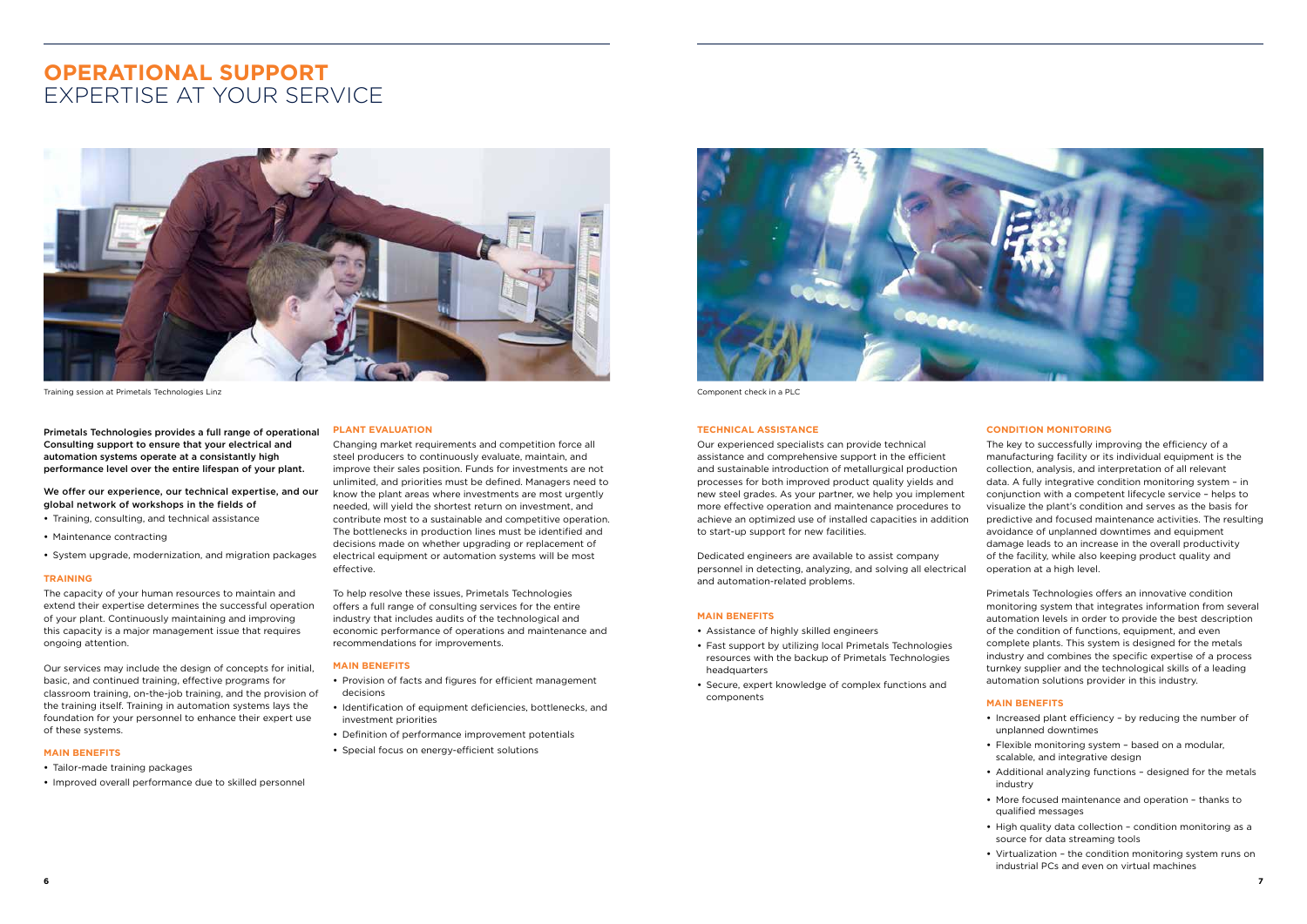# OPERATIONAL SUPPORT
## EXPERTISE AT YOUR SERVICE

Training session at Primetals Technologies Linz

Component check in a PLC

**Primetals Technologies provides a full range of operational Consulting support to ensure that your electrical and automation systems operate at a consistantly high performance level over the entire lifespan of your plant.**

**We offer our experience, our technical expertise, and our global network of workshops in the fields of**

- Training, consulting, and technical assistance
- Maintenance contracting
- System upgrade, modernization, and migration packages

### TRAINING

The capacity of your human resources to maintain and extend their expertise determines the successful operation of your plant. Continuously maintaining and improving this capacity is a major management issue that requires ongoing attention.

Our services may include the design of concepts for initial, basic, and continued training, effective programs for classroom training, on-the-job training, and the provision of the training itself. Training in automation systems lays the foundation for your personnel to enhance their expert use of these systems.

### MAIN BENEFITS

- Tailor-made training packages
- Improved overall performance due to skilled personnel

### PLANT EVALUATION

Changing market requirements and competition force all steel producers to continuously evaluate, maintain, and improve their sales position. Funds for investments are not unlimited, and priorities must be defined. Managers need to know the plant areas where investments are most urgently needed, will yield the shortest return on investment, and contribute most to a sustainable and competitive operation. The bottlenecks in production lines must be identified and decisions made on whether upgrading or replacement of electrical equipment or automation systems will be most effective.

To help resolve these issues, Primetals Technologies offers a full range of consulting services for the entire industry that includes audits of the technological and economic performance of operations and maintenance and recommendations for improvements.

### MAIN BENEFITS

- Provision of facts and figures for efficient management decisions
- Identification of equipment deficiencies, bottlenecks, and investment priorities
- Definition of performance improvement potentials
- Special focus on energy-efficient solutions

### TECHNICAL ASSISTANCE

Our experienced specialists can provide technical assistance and comprehensive support in the efficient and sustainable introduction of metallurgical production processes for both improved product quality yields and new steel grades. As your partner, we help you implement more effective operation and maintenance procedures to achieve an optimized use of installed capacities in addition to start-up support for new facilities.

Dedicated engineers are available to assist company personnel in detecting, analyzing, and solving all electrical and automation-related problems.

### MAIN BENEFITS

- Assistance of highly skilled engineers
- Fast support by utilizing local Primetals Technologies resources with the backup of Primetals Technologies headquarters
- Secure, expert knowledge of complex functions and components

### CONDITION MONITORING

The key to successfully improving the efficiency of a manufacturing facility or its individual equipment is the collection, analysis, and interpretation of all relevant data. A fully integrative condition monitoring system – in conjunction with a competent lifecycle service – helps to visualize the plant's condition and serves as the basis for predictive and focused maintenance activities. The resulting avoidance of unplanned downtimes and equipment damage leads to an increase in the overall productivity of the facility, while also keeping product quality and operation at a high level.

Primetals Technologies offers an innovative condition monitoring system that integrates information from several automation levels in order to provide the best description of the condition of functions, equipment, and even complete plants. This system is designed for the metals industry and combines the specific expertise of a process turnkey supplier and the technological skills of a leading automation solutions provider in this industry.

### MAIN BENEFITS

- Increased plant efficiency – by reducing the number of unplanned downtimes
- Flexible monitoring system – based on a modular, scalable, and integrative design
- Additional analyzing functions – designed for the metals industry
- More focused maintenance and operation – thanks to qualified messages
- High quality data collection – condition monitoring as a source for data streaming tools
- Virtualization – the condition monitoring system runs on industrial PCs and even on virtual machines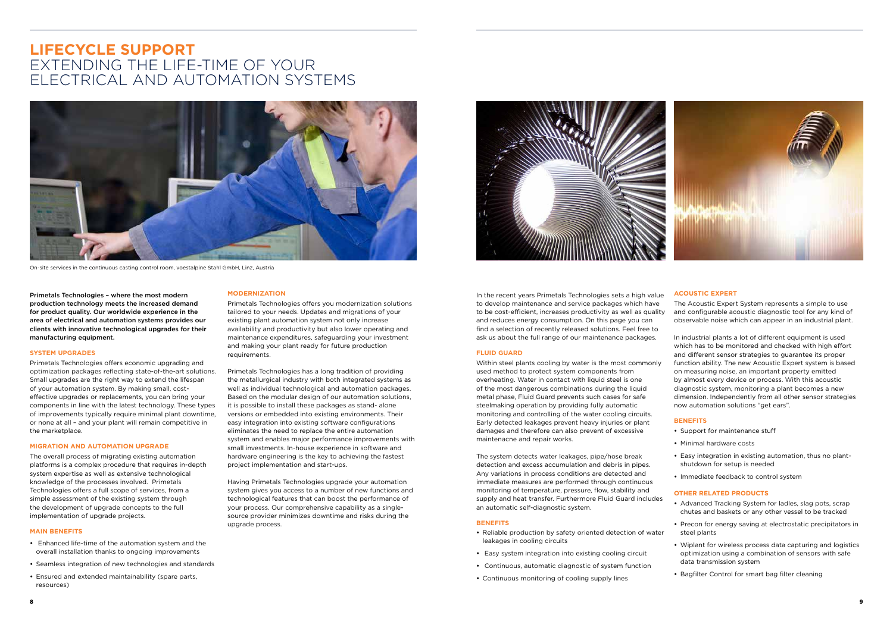# LIFECYCLE SUPPORT
## EXTENDING THE LIFE-TIME OF YOUR ELECTRICAL AND AUTOMATION SYSTEMS

On-site services in the continuous casting control room, voestalpine Stahl GmbH, Linz, Austria

**Primetals Technologies – where the most modern production technology meets the increased demand for product quality. Our worldwide experience in the area of electrical and automation systems provides our clients with innovative technological upgrades for their manufacturing equipment.**

### SYSTEM UPGRADES

Primetals Technologies offers economic upgrading and optimization packages reflecting state-of-the-art solutions. Small upgrades are the right way to extend the lifespan of your automation system. By making small, cost-effective upgrades or replacements, you can bring your components in line with the latest technology. These types of improvements typically require minimal plant downtime, or none at all – and your plant will remain competitive in the marketplace.

### MIGRATION AND AUTOMATION UPGRADE

The overall process of migrating existing automation platforms is a complex procedure that requires in-depth system expertise as well as extensive technological knowledge of the processes involved. Primetals Technologies offers a full scope of services, from a simple assessment of the existing system through the development of upgrade concepts to the full implementation of upgrade projects.

### MAIN BENEFITS

- Enhanced life-time of the automation system and the overall installation thanks to ongoing improvements
- Seamless integration of new technologies and standards
- Ensured and extended maintainability (spare parts, resources)

### MODERNIZATION

Primetals Technologies offers you modernization solutions tailored to your needs. Updates and migrations of your existing plant automation system not only increase availability and productivity but also lower operating and maintenance expenditures, safeguarding your investment and making your plant ready for future production requirements.

Primetals Technologies has a long tradition of providing the metallurgical industry with both integrated systems as well as individual technological and automation packages. Based on the modular design of our automation solutions, it is possible to install these packages as stand- alone versions or embedded into existing environments. Their easy integration into existing software configurations eliminates the need to replace the entire automation system and enables major performance improvements with small investments. In-house experience in software and hardware engineering is the key to achieving the fastest project implementation and start-ups.

Having Primetals Technologies upgrade your automation system gives you access to a number of new functions and technological features that can boost the performance of your process. Our comprehensive capability as a single-source provider minimizes downtime and risks during the upgrade process.

In the recent years Primetals Technologies sets a high value to develop maintenance and service packages which have to be cost-efficient, increases productivity as well as quality and reduces energy consumption. On this page you can find a selection of recently released solutions. Feel free to ask us about the full range of our maintenance packages.

### FLUID GUARD

Within steel plants cooling by water is the most commonly used method to protect system components from overheating. Water in contact with liquid steel is one of the most dangerous combinations during the liquid metal phase, Fluid Guard prevents such cases for safe steelmaking operation by providing fully automatic monitoring and controlling of the water cooling circuits. Early detected leakages prevent heavy injuries or plant damages and therefore can also prevent of excessive maintenacne and repair works.

The system detects water leakages, pipe/hose break detection and excess accumulation and debris in pipes. Any variations in process conditions are detected and immediate measures are performed through continuous monitoring of temperature, pressure, flow, stability and supply and heat transfer. Furthermore Fluid Guard includes an automatic self-diagnostic system.

### BENEFITS

- Reliable production by safety oriented detection of water leakages in cooling circuits
- Easy system integration into existing cooling circuit
- Continuous, automatic diagnostic of system function
- Continuous monitoring of cooling supply lines

### ACOUSTIC EXPERT

The Acoustic Expert System represents a simple to use and configurable acoustic diagnostic tool for any kind of observable noise which can appear in an industrial plant.

In industrial plants a lot of different equipment is used which has to be monitored and checked with high effort and different sensor strategies to guarantee its proper function ability. The new Acoustic Expert system is based on measuring noise, an important property emitted by almost every device or process. With this acoustic diagnostic system, monitoring a plant becomes a new dimension. Independently from all other sensor strategies now automation solutions "get ears".

### BENEFITS

- Support for maintenance stuff
- Minimal hardware costs
- Easy integration in existing automation, thus no plant-shutdown for setup is needed
- Immediate feedback to control system

### OTHER RELATED PRODUCTS

- Advanced Tracking System for ladles, slag pots, scrap chutes and baskets or any other vessel to be tracked
- Precon for energy saving at electrostatic precipitators in steel plants
- Wiplant for wireless process data capturing and logistics optimization using a combination of sensors with safe data transmission system
- Bagfilter Control for smart bag filter cleaning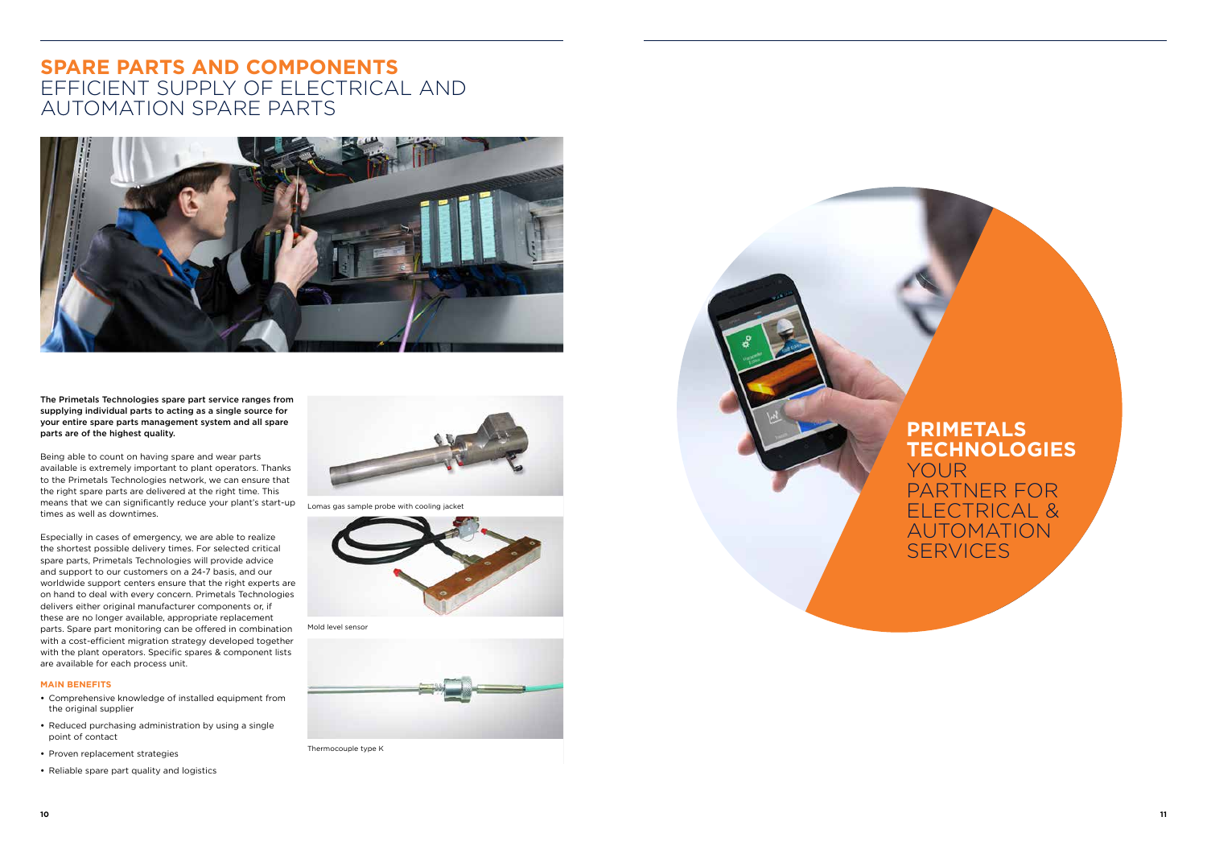# SPARE PARTS AND COMPONENTS
## EFFICIENT SUPPLY OF ELECTRICAL AND AUTOMATION SPARE PARTS

**The Primetals Technologies spare part service ranges from supplying individual parts to acting as a single source for your entire spare parts management system and all spare parts are of the highest quality.**

Being able to count on having spare and wear parts available is extremely important to plant operators. Thanks to the Primetals Technologies network, we can ensure that the right spare parts are delivered at the right time. This means that we can significantly reduce your plant's start-up times as well as downtimes.

Especially in cases of emergency, we are able to realize the shortest possible delivery times. For selected critical spare parts, Primetals Technologies will provide advice and support to our customers on a 24-7 basis, and our worldwide support centers ensure that the right experts are on hand to deal with every concern. Primetals Technologies delivers either original manufacturer components or, if these are no longer available, appropriate replacement parts. Spare part monitoring can be offered in combination with a cost-efficient migration strategy developed together with the plant operators. Specific spares & component lists are available for each process unit.

### MAIN BENEFITS

- Comprehensive knowledge of installed equipment from the original supplier
- Reduced purchasing administration by using a single point of contact
- Proven replacement strategies
- Reliable spare part quality and logistics

Lomas gas sample probe with cooling jacket

Mold level sensor

Thermocouple type K

**PRIMETALS TECHNOLOGIES**
YOUR PARTNER FOR ELECTRICAL & AUTOMATION SERVICES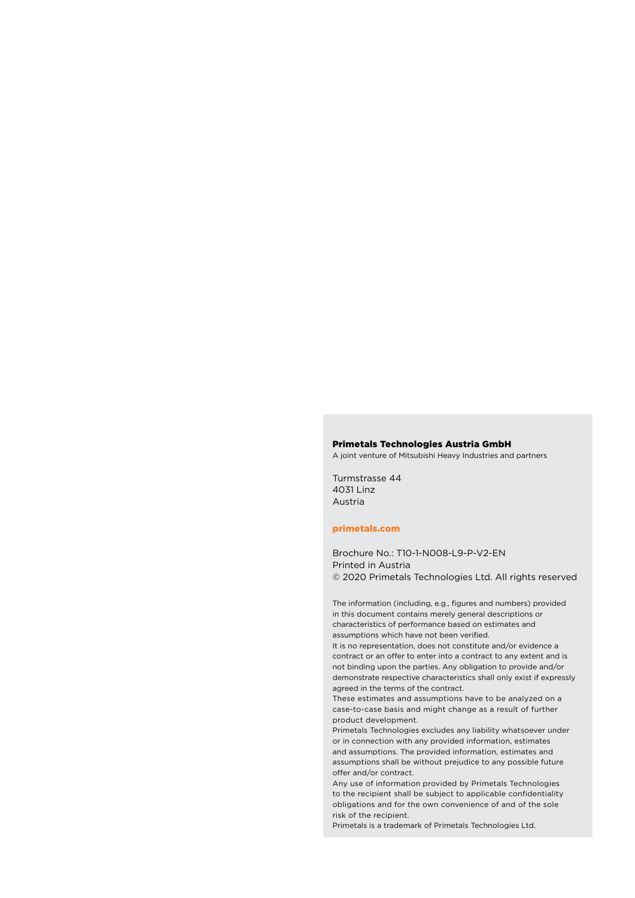**Primetals Technologies Austria GmbH**
A joint venture of Mitsubishi Heavy Industries and partners

Turmstrasse 44
4031 Linz
Austria

**primetals.com**

Brochure No.: T10-1-N008-L9-P-V2-EN
Printed in Austria
© 2020 Primetals Technologies Ltd. All rights reserved

The information (including, e.g., figures and numbers) provided in this document contains merely general descriptions or characteristics of performance based on estimates and assumptions which have not been verified.
It is no representation, does not constitute and/or evidence a contract or an offer to enter into a contract to any extent and is not binding upon the parties. Any obligation to provide and/or demonstrate respective characteristics shall only exist if expressly agreed in the terms of the contract.
These estimates and assumptions have to be analyzed on a case-to-case basis and might change as a result of further product development.
Primetals Technologies excludes any liability whatsoever under or in connection with any provided information, estimates and assumptions. The provided information, estimates and assumptions shall be without prejudice to any possible future offer and/or contract.
Any use of information provided by Primetals Technologies to the recipient shall be subject to applicable confidentiality obligations and for the own convenience of and of the sole risk of the recipient.
Primetals is a trademark of Primetals Technologies Ltd.